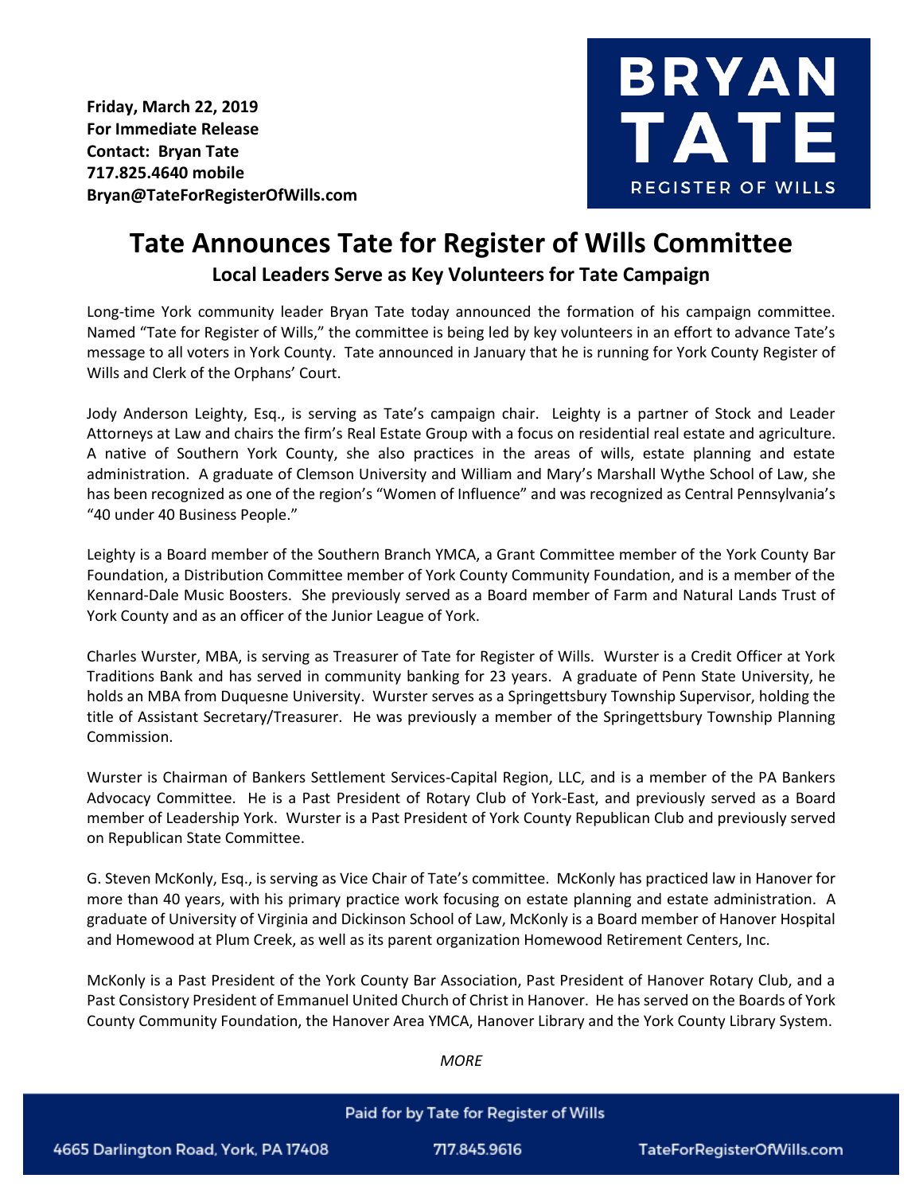**Friday, March 22, 2019**
**For Immediate Release**
**Contact: Bryan Tate**
**717.825.4640 mobile**
**Bryan@TateForRegisterOfWills.com**

**BRYAN TATE**
**REGISTER OF WILLS**

# Tate Announces Tate for Register of Wills Committee

## Local Leaders Serve as Key Volunteers for Tate Campaign

Long-time York community leader Bryan Tate today announced the formation of his campaign committee. Named "Tate for Register of Wills," the committee is being led by key volunteers in an effort to advance Tate's message to all voters in York County. Tate announced in January that he is running for York County Register of Wills and Clerk of the Orphans' Court.

Jody Anderson Leighty, Esq., is serving as Tate's campaign chair. Leighty is a partner of Stock and Leader Attorneys at Law and chairs the firm's Real Estate Group with a focus on residential real estate and agriculture. A native of Southern York County, she also practices in the areas of wills, estate planning and estate administration. A graduate of Clemson University and William and Mary's Marshall Wythe School of Law, she has been recognized as one of the region's "Women of Influence" and was recognized as Central Pennsylvania's "40 under 40 Business People."

Leighty is a Board member of the Southern Branch YMCA, a Grant Committee member of the York County Bar Foundation, a Distribution Committee member of York County Community Foundation, and is a member of the Kennard-Dale Music Boosters. She previously served as a Board member of Farm and Natural Lands Trust of York County and as an officer of the Junior League of York.

Charles Wurster, MBA, is serving as Treasurer of Tate for Register of Wills. Wurster is a Credit Officer at York Traditions Bank and has served in community banking for 23 years. A graduate of Penn State University, he holds an MBA from Duquesne University. Wurster serves as a Springettsbury Township Supervisor, holding the title of Assistant Secretary/Treasurer. He was previously a member of the Springettsbury Township Planning Commission.

Wurster is Chairman of Bankers Settlement Services-Capital Region, LLC, and is a member of the PA Bankers Advocacy Committee. He is a Past President of Rotary Club of York-East, and previously served as a Board member of Leadership York. Wurster is a Past President of York County Republican Club and previously served on Republican State Committee.

G. Steven McKonly, Esq., is serving as Vice Chair of Tate's committee. McKonly has practiced law in Hanover for more than 40 years, with his primary practice work focusing on estate planning and estate administration. A graduate of University of Virginia and Dickinson School of Law, McKonly is a Board member of Hanover Hospital and Homewood at Plum Creek, as well as its parent organization Homewood Retirement Centers, Inc.

McKonly is a Past President of the York County Bar Association, Past President of Hanover Rotary Club, and a Past Consistory President of Emmanuel United Church of Christ in Hanover. He has served on the Boards of York County Community Foundation, the Hanover Area YMCA, Hanover Library and the York County Library System.

*MORE*

Paid for by Tate for Register of Wills

4665 Darlington Road, York, PA 17408 | 717.845.9616 | TateForRegisterOfWills.com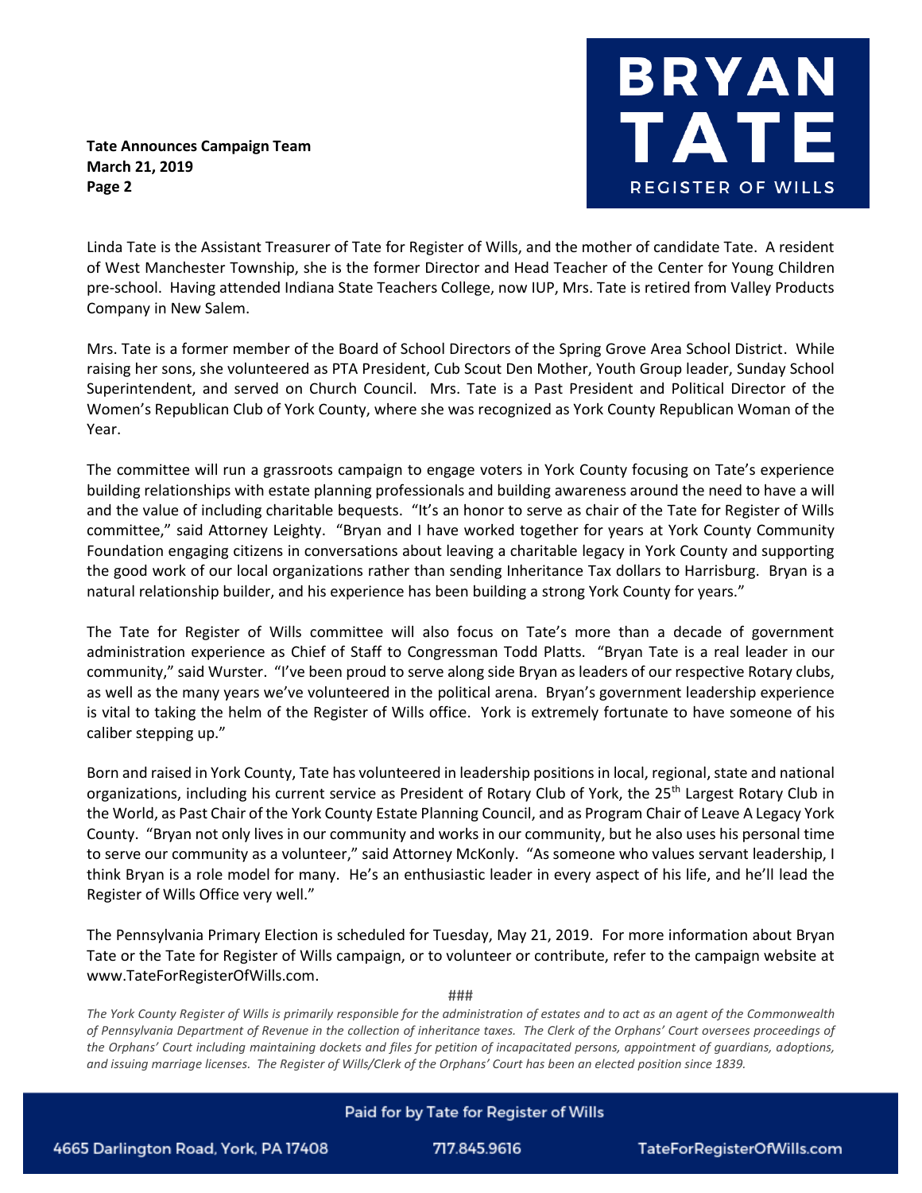Linda Tate is the Assistant Treasurer of Tate for Register of Wills, and the mother of candidate Tate. A resident of West Manchester Township, she is the former Director and Head Teacher of the Center for Young Children pre-school. Having attended Indiana State Teachers College, now IUP, Mrs. Tate is retired from Valley Products Company in New Salem.

Mrs. Tate is a former member of the Board of School Directors of the Spring Grove Area School District. While raising her sons, she volunteered as PTA President, Cub Scout Den Mother, Youth Group leader, Sunday School Superintendent, and served on Church Council. Mrs. Tate is a Past President and Political Director of the Women's Republican Club of York County, where she was recognized as York County Republican Woman of the Year.

The committee will run a grassroots campaign to engage voters in York County focusing on Tate's experience building relationships with estate planning professionals and building awareness around the need to have a will and the value of including charitable bequests. "It's an honor to serve as chair of the Tate for Register of Wills committee," said Attorney Leighty. "Bryan and I have worked together for years at York County Community Foundation engaging citizens in conversations about leaving a charitable legacy in York County and supporting the good work of our local organizations rather than sending Inheritance Tax dollars to Harrisburg. Bryan is a natural relationship builder, and his experience has been building a strong York County for years."

The Tate for Register of Wills committee will also focus on Tate's more than a decade of government administration experience as Chief of Staff to Congressman Todd Platts. "Bryan Tate is a real leader in our community," said Wurster. "I've been proud to serve along side Bryan as leaders of our respective Rotary clubs, as well as the many years we've volunteered in the political arena. Bryan's government leadership experience is vital to taking the helm of the Register of Wills office. York is extremely fortunate to have someone of his caliber stepping up."

Born and raised in York County, Tate has volunteered in leadership positions in local, regional, state and national organizations, including his current service as President of Rotary Club of York, the 25th Largest Rotary Club in the World, as Past Chair of the York County Estate Planning Council, and as Program Chair of Leave A Legacy York County. "Bryan not only lives in our community and works in our community, but he also uses his personal time to serve our community as a volunteer," said Attorney McKonly. "As someone who values servant leadership, I think Bryan is a role model for many. He's an enthusiastic leader in every aspect of his life, and he'll lead the Register of Wills Office very well."

The Pennsylvania Primary Election is scheduled for Tuesday, May 21, 2019. For more information about Bryan Tate or the Tate for Register of Wills campaign, or to volunteer or contribute, refer to the campaign website at www.TateForRegisterOfWills.com.

###

*The York County Register of Wills is primarily responsible for the administration of estates and to act as an agent of the Commonwealth of Pennsylvania Department of Revenue in the collection of inheritance taxes. The Clerk of the Orphans' Court oversees proceedings of the Orphans' Court including maintaining dockets and files for petition of incapacitated persons, appointment of guardians, adoptions, and issuing marriage licenses. The Register of Wills/Clerk of the Orphans' Court has been an elected position since 1839.*

Paid for by Tate for Register of Wills

4665 Darlington Road, York, PA 17408 717.845.9616 TateForRegisterOfWills.com